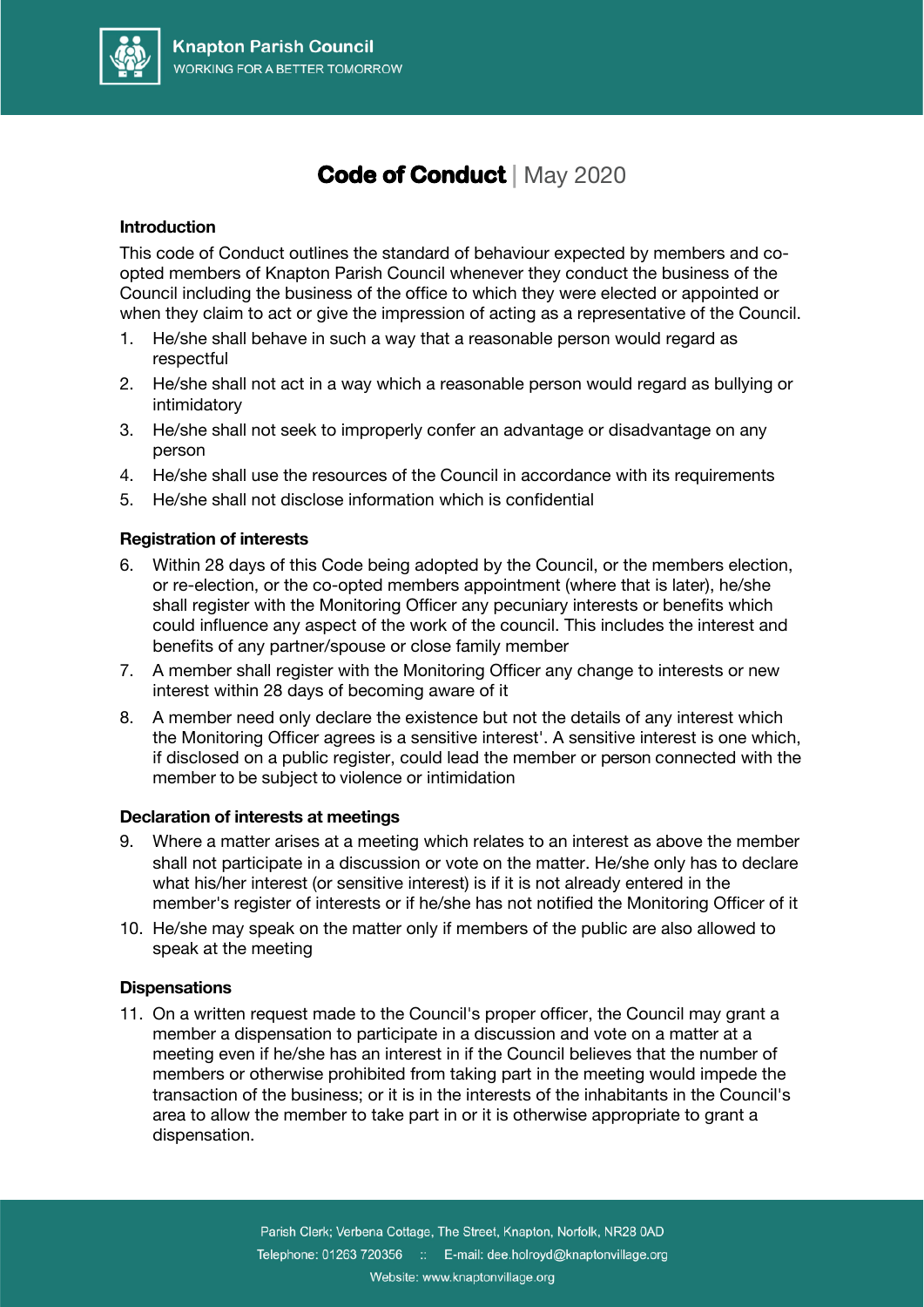# **Code of Conduct** | May 2020

### Introduction

This code of Conduct outlines the standard of behaviour expected by members and co-opted members of Knapton Parish Council whenever they conduct the business of the Council including the business of the office to which they were elected or appointed or when they claim to act or give the impression of acting as a representative of the Council.

1. He/she shall behave in such a way that a reasonable person would regard as respectful
2. He/she shall not act in a way which a reasonable person would regard as bullying or intimidatory
3. He/she shall not seek to improperly confer an advantage or disadvantage on any person
4. He/she shall use the resources of the Council in accordance with its requirements
5. He/she shall not disclose information which is confidential

### Registration of interests

6. Within 28 days of this Code being adopted by the Council, or the members election, or re-election, or the co-opted members appointment (where that is later), he/she shall register with the Monitoring Officer any pecuniary interests or benefits which could influence any aspect of the work of the council. This includes the interest and benefits of any partner/spouse or close family member
7. A member shall register with the Monitoring Officer any change to interests or new interest within 28 days of becoming aware of it
8. A member need only declare the existence but not the details of any interest which the Monitoring Officer agrees is a sensitive interest'. A sensitive interest is one which, if disclosed on a public register, could lead the member or person connected with the member to be subject to violence or intimidation

### Declaration of interests at meetings

9. Where a matter arises at a meeting which relates to an interest as above the member shall not participate in a discussion or vote on the matter. He/she only has to declare what his/her interest (or sensitive interest) is if it is not already entered in the member's register of interests or if he/she has not notified the Monitoring Officer of it
10. He/she may speak on the matter only if members of the public are also allowed to speak at the meeting

### Dispensations

11. On a written request made to the Council's proper officer, the Council may grant a member a dispensation to participate in a discussion and vote on a matter at a meeting even if he/she has an interest in if the Council believes that the number of members or otherwise prohibited from taking part in the meeting would impede the transaction of the business; or it is in the interests of the inhabitants in the Council's area to allow the member to take part in or it is otherwise appropriate to grant a dispensation.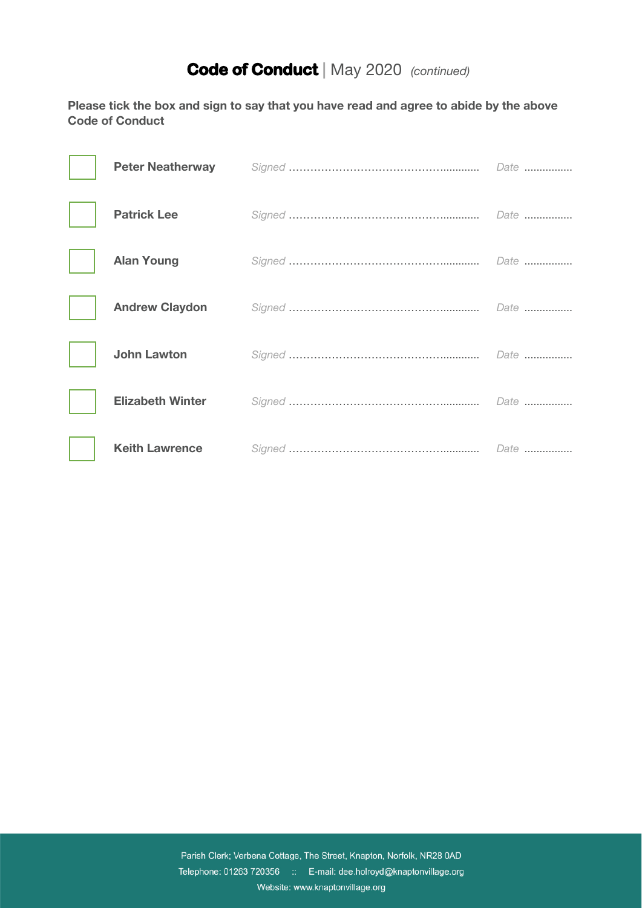# **Code of Conduct** | May 2020 *(continued)*

**Please tick the box and sign to say that you have read and agree to abide by the above Code of Conduct**

| | Name | Signed | Date |
|---|---|---|---|
| ☐ | **Peter Neatherway** | *Signed* ……………………………………………… | *Date* ……………… |
| ☐ | **Patrick Lee** | *Signed* ……………………………………………… | *Date* ……………… |
| ☐ | **Alan Young** | *Signed* ……………………………………………… | *Date* ……………… |
| ☐ | **Andrew Claydon** | *Signed* ……………………………………………… | *Date* ……………… |
| ☐ | **John Lawton** | *Signed* ……………………………………………… | *Date* ……………… |
| ☐ | **Elizabeth Winter** | *Signed* ……………………………………………… | *Date* ……………… |
| ☐ | **Keith Lawrence** | *Signed* ……………………………………………… | *Date* ……………… |

Parish Clerk; Verbena Cottage, The Street, Knapton, Norfolk, NR28 0AD
Telephone: 01263 720356 :: E-mail: dee.holroyd@knaptonvillage.org
Website: www.knaptonvillage.org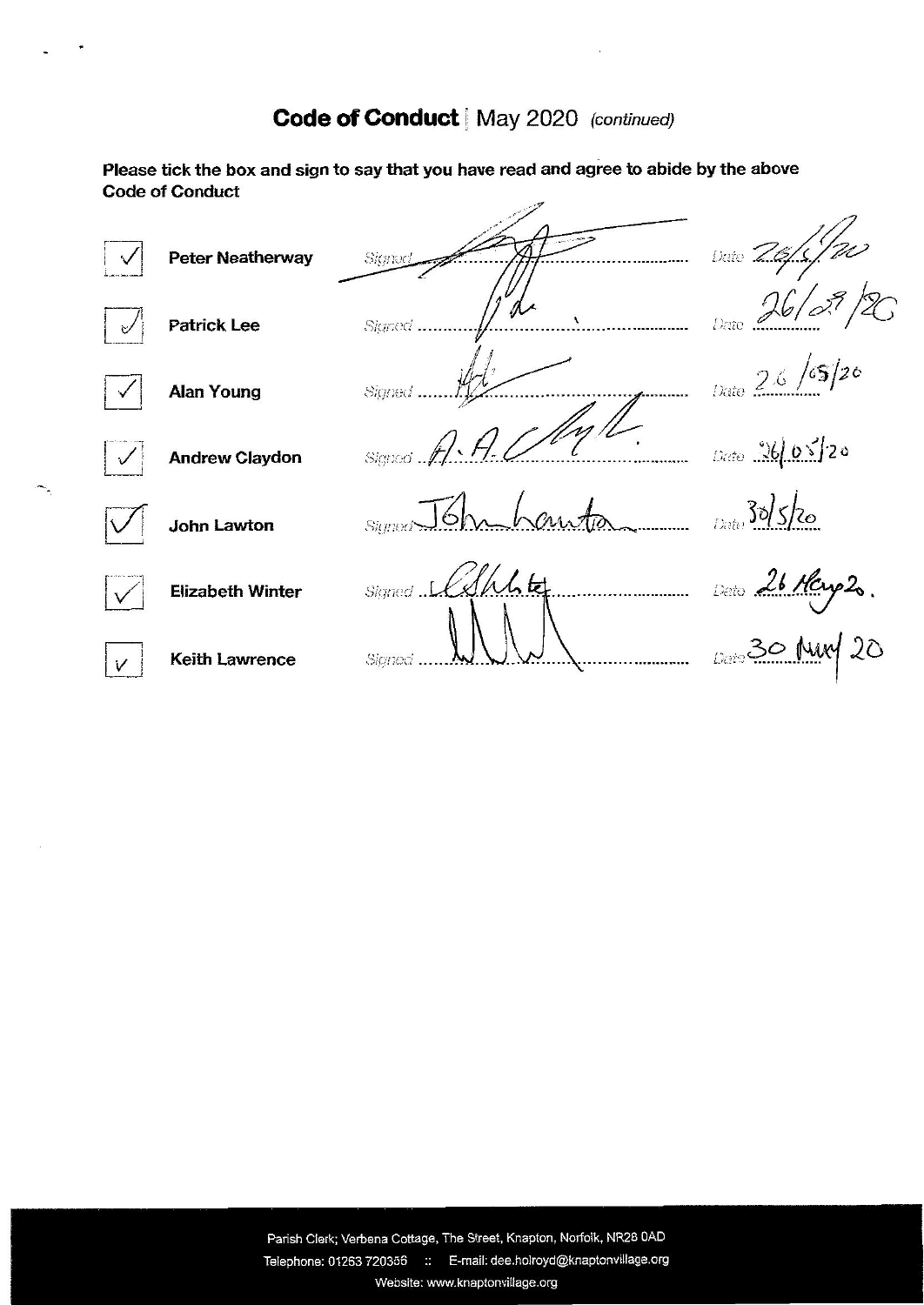# **Code of Conduct** | May 2020 *(continued)*

**Please tick the box and sign to say that you have read and agree to abide by the above Code of Conduct**

| | | | |
|---|---|---|---|
| ☑ | **Peter Neatherway** | Signed | Date 26/5/20 |
| ☑ | **Patrick Lee** | Signed | Date 26/05/20 |
| ☑ | **Alan Young** | Signed | Date 26/05/20 |
| ☑ | **Andrew Claydon** | Signed A. A. Claydon | Date 26/05/20 |
| ☑ | **John Lawton** | Signed John Lawton | Date 30/5/20 |
| ☑ | **Elizabeth Winter** | Signed | Date 26 May 20. |
| ☑ | **Keith Lawrence** | Signed | Date 30 May 20 |

Parish Clerk; Verbena Cottage, The Street, Knapton, Norfolk, NR28 0AD
Telephone: 01263 720356 :: E-mail: dee.holroyd@knaptonvillage.org
Website: www.knaptonvillage.org